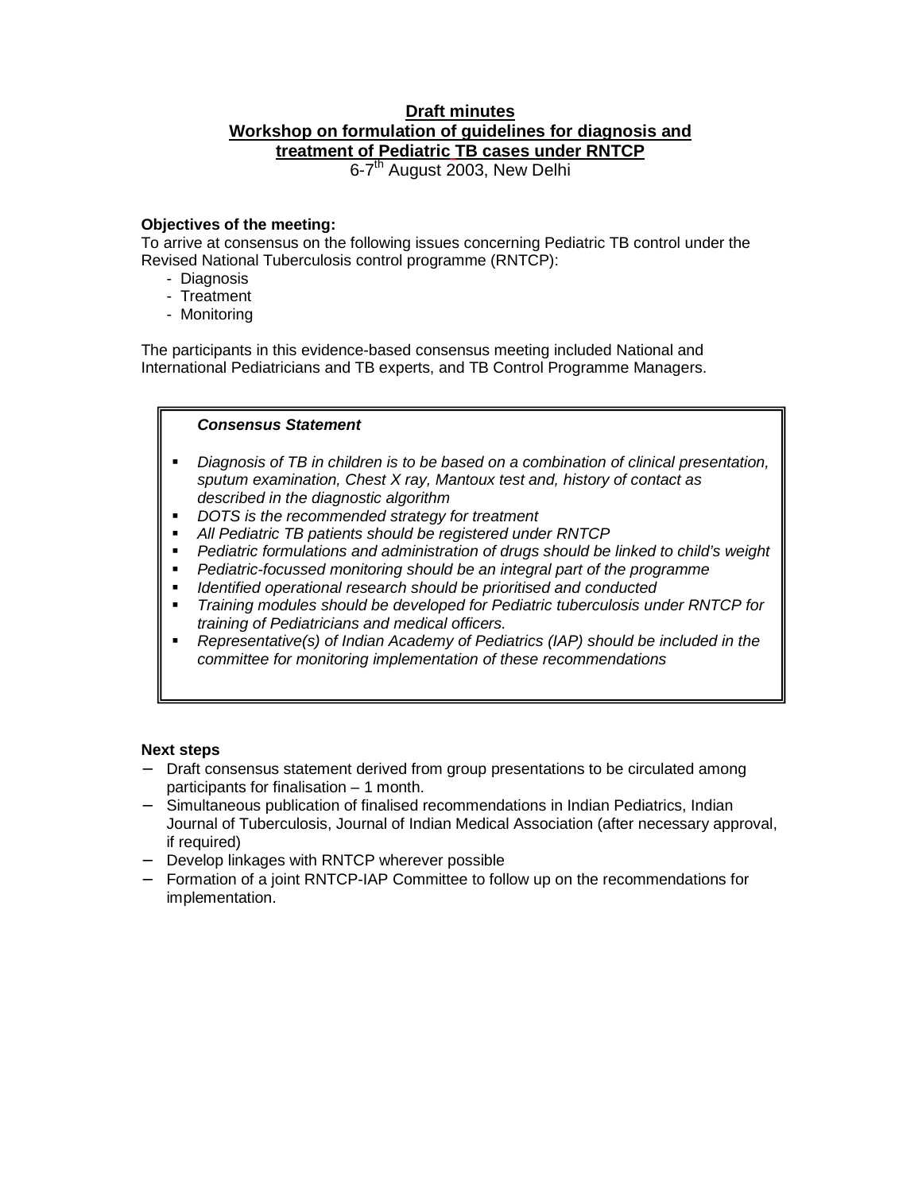# Draft minutes
## Workshop on formulation of guidelines for diagnosis and treatment of Pediatric TB cases under RNTCP

6-7th August 2003, New Delhi

**Objectives of the meeting:**
To arrive at consensus on the following issues concerning Pediatric TB control under the Revised National Tuberculosis control programme (RNTCP):

- Diagnosis
- Treatment
- Monitoring

The participants in this evidence-based consensus meeting included National and International Pediatricians and TB experts, and TB Control Programme Managers.

> ***Consensus Statement***
>
> - *Diagnosis of TB in children is to be based on a combination of clinical presentation, sputum examination, Chest X ray, Mantoux test and, history of contact as described in the diagnostic algorithm*
> - *DOTS is the recommended strategy for treatment*
> - *All Pediatric TB patients should be registered under RNTCP*
> - *Pediatric formulations and administration of drugs should be linked to child's weight*
> - *Pediatric-focussed monitoring should be an integral part of the programme*
> - *Identified operational research should be prioritised and conducted*
> - *Training modules should be developed for Pediatric tuberculosis under RNTCP for training of Pediatricians and medical officers.*
> - *Representative(s) of Indian Academy of Pediatrics (IAP) should be included in the committee for monitoring implementation of these recommendations*

**Next steps**

- Draft consensus statement derived from group presentations to be circulated among participants for finalisation – 1 month.
- Simultaneous publication of finalised recommendations in Indian Pediatrics, Indian Journal of Tuberculosis, Journal of Indian Medical Association (after necessary approval, if required)
- Develop linkages with RNTCP wherever possible
- Formation of a joint RNTCP-IAP Committee to follow up on the recommendations for implementation.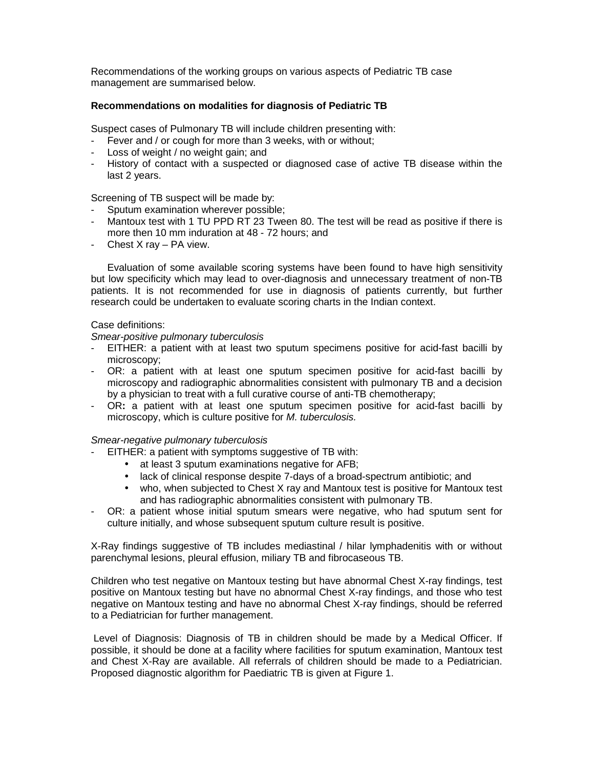Recommendations of the working groups on various aspects of Pediatric TB case management are summarised below.

**Recommendations on modalities for diagnosis of Pediatric TB**

Suspect cases of Pulmonary TB will include children presenting with:

- Fever and / or cough for more than 3 weeks, with or without;
- Loss of weight / no weight gain; and
- History of contact with a suspected or diagnosed case of active TB disease within the last 2 years.

Screening of TB suspect will be made by:

- Sputum examination wherever possible;
- Mantoux test with 1 TU PPD RT 23 Tween 80. The test will be read as positive if there is more then 10 mm induration at 48 - 72 hours; and
- Chest X ray – PA view.

Evaluation of some available scoring systems have been found to have high sensitivity but low specificity which may lead to over-diagnosis and unnecessary treatment of non-TB patients. It is not recommended for use in diagnosis of patients currently, but further research could be undertaken to evaluate scoring charts in the Indian context.

Case definitions:

*Smear-positive pulmonary tuberculosis*

- EITHER: a patient with at least two sputum specimens positive for acid-fast bacilli by microscopy;
- OR: a patient with at least one sputum specimen positive for acid-fast bacilli by microscopy and radiographic abnormalities consistent with pulmonary TB and a decision by a physician to treat with a full curative course of anti-TB chemotherapy;
- OR**:** a patient with at least one sputum specimen positive for acid-fast bacilli by microscopy, which is culture positive for *M. tuberculosis.*

*Smear-negative pulmonary tuberculosis*

- EITHER: a patient with symptoms suggestive of TB with:
  - at least 3 sputum examinations negative for AFB;
  - lack of clinical response despite 7-days of a broad-spectrum antibiotic; and
  - who, when subjected to Chest X ray and Mantoux test is positive for Mantoux test and has radiographic abnormalities consistent with pulmonary TB.
- OR: a patient whose initial sputum smears were negative, who had sputum sent for culture initially, and whose subsequent sputum culture result is positive.

X-Ray findings suggestive of TB includes mediastinal / hilar lymphadenitis with or without parenchymal lesions, pleural effusion, miliary TB and fibrocaseous TB.

Children who test negative on Mantoux testing but have abnormal Chest X-ray findings, test positive on Mantoux testing but have no abnormal Chest X-ray findings, and those who test negative on Mantoux testing and have no abnormal Chest X-ray findings, should be referred to a Pediatrician for further management.

Level of Diagnosis: Diagnosis of TB in children should be made by a Medical Officer. If possible, it should be done at a facility where facilities for sputum examination, Mantoux test and Chest X-Ray are available. All referrals of children should be made to a Pediatrician. Proposed diagnostic algorithm for Paediatric TB is given at Figure 1.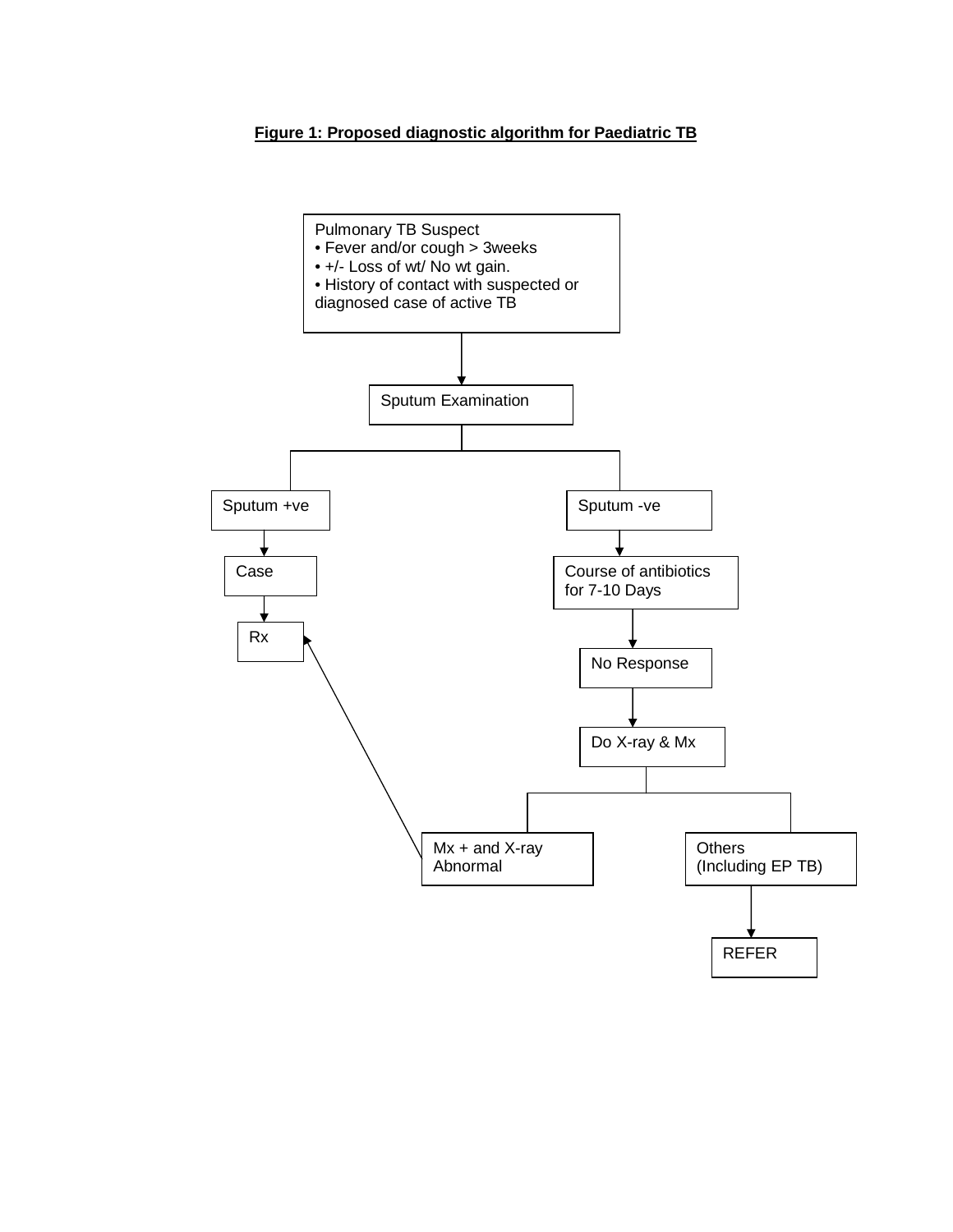**Figure 1: Proposed diagnostic algorithm for Paediatric TB**

Pulmonary TB Suspect
- Fever and/or cough > 3weeks
- +/- Loss of wt/ No wt gain.
- History of contact with suspected or diagnosed case of active TB

↓

Sputum Examination

- Sputum +ve → Case → Rx
- Sputum -ve → Course of antibiotics for 7-10 Days → No Response → Do X-ray & Mx
  - Mx + and X-ray Abnormal → Rx
  - Others (Including EP TB) → REFER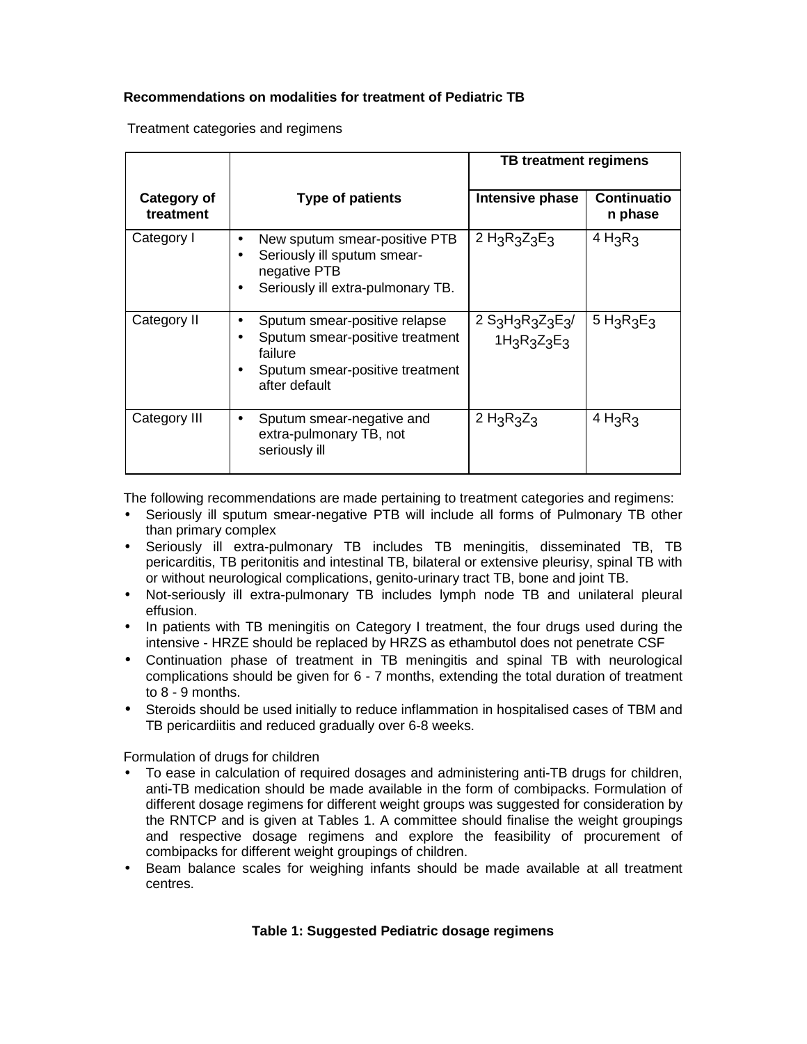**Recommendations on modalities for treatment of Pediatric TB**

Treatment categories and regimens

| Category of treatment | Type of patients | TB treatment regimens | |
|---|---|---|---|
| | | Intensive phase | Continuation phase |
| Category I | • New sputum smear-positive PTB<br>• Seriously ill sputum smear-negative PTB<br>• Seriously ill extra-pulmonary TB. | 2 $H_3R_3Z_3E_3$ | 4 $H_3R_3$ |
| Category II | • Sputum smear-positive relapse<br>• Sputum smear-positive treatment failure<br>• Sputum smear-positive treatment after default | 2 $S_3H_3R_3Z_3E_3$/ $1H_3R_3Z_3E_3$ | 5 $H_3R_3E_3$ |
| Category III | • Sputum smear-negative and extra-pulmonary TB, not seriously ill | 2 $H_3R_3Z_3$ | 4 $H_3R_3$ |

The following recommendations are made pertaining to treatment categories and regimens:

- Seriously ill sputum smear-negative PTB will include all forms of Pulmonary TB other than primary complex
- Seriously ill extra-pulmonary TB includes TB meningitis, disseminated TB, TB pericarditis, TB peritonitis and intestinal TB, bilateral or extensive pleurisy, spinal TB with or without neurological complications, genito-urinary tract TB, bone and joint TB.
- Not-seriously ill extra-pulmonary TB includes lymph node TB and unilateral pleural effusion.
- In patients with TB meningitis on Category I treatment, the four drugs used during the intensive - HRZE should be replaced by HRZS as ethambutol does not penetrate CSF
- Continuation phase of treatment in TB meningitis and spinal TB with neurological complications should be given for 6 - 7 months, extending the total duration of treatment to 8 - 9 months.
- Steroids should be used initially to reduce inflammation in hospitalised cases of TBM and TB pericardiitis and reduced gradually over 6-8 weeks.

Formulation of drugs for children

- To ease in calculation of required dosages and administering anti-TB drugs for children, anti-TB medication should be made available in the form of combipacks. Formulation of different dosage regimens for different weight groups was suggested for consideration by the RNTCP and is given at Tables 1. A committee should finalise the weight groupings and respective dosage regimens and explore the feasibility of procurement of combipacks for different weight groupings of children.
- Beam balance scales for weighing infants should be made available at all treatment centres.

**Table 1: Suggested Pediatric dosage regimens**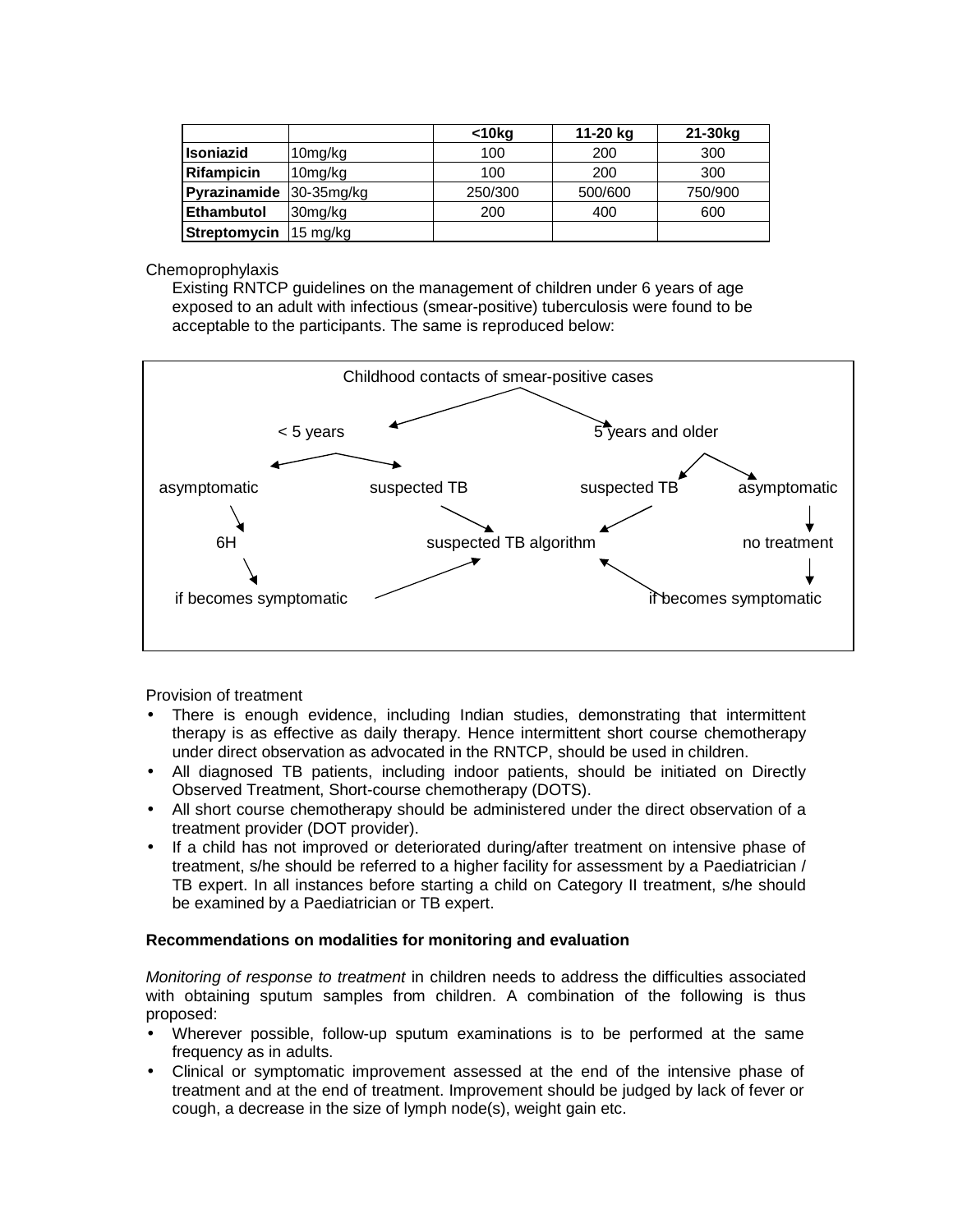| | | <10kg | 11-20 kg | 21-30kg |
|---|---|---|---|---|
| **Isoniazid** | 10mg/kg | 100 | 200 | 300 |
| **Rifampicin** | 10mg/kg | 100 | 200 | 300 |
| **Pyrazinamide** | 30-35mg/kg | 250/300 | 500/600 | 750/900 |
| **Ethambutol** | 30mg/kg | 200 | 400 | 600 |
| **Streptomycin** | 15 mg/kg | | | |

Chemoprophylaxis

Existing RNTCP guidelines on the management of children under 6 years of age exposed to an adult with infectious (smear-positive) tuberculosis were found to be acceptable to the participants. The same is reproduced below:

Childhood contacts of smear-positive cases

- < 5 years
  - asymptomatic → 6H → if becomes symptomatic → suspected TB algorithm
  - suspected TB → suspected TB algorithm
- 5 years and older
  - suspected TB → suspected TB algorithm
  - asymptomatic → no treatment → if becomes symptomatic → suspected TB algorithm

Provision of treatment

- There is enough evidence, including Indian studies, demonstrating that intermittent therapy is as effective as daily therapy. Hence intermittent short course chemotherapy under direct observation as advocated in the RNTCP, should be used in children.
- All diagnosed TB patients, including indoor patients, should be initiated on Directly Observed Treatment, Short-course chemotherapy (DOTS).
- All short course chemotherapy should be administered under the direct observation of a treatment provider (DOT provider).
- If a child has not improved or deteriorated during/after treatment on intensive phase of treatment, s/he should be referred to a higher facility for assessment by a Paediatrician / TB expert. In all instances before starting a child on Category II treatment, s/he should be examined by a Paediatrician or TB expert.

**Recommendations on modalities for monitoring and evaluation**

*Monitoring of response to treatment* in children needs to address the difficulties associated with obtaining sputum samples from children. A combination of the following is thus proposed:

- Wherever possible, follow-up sputum examinations is to be performed at the same frequency as in adults.
- Clinical or symptomatic improvement assessed at the end of the intensive phase of treatment and at the end of treatment. Improvement should be judged by lack of fever or cough, a decrease in the size of lymph node(s), weight gain etc.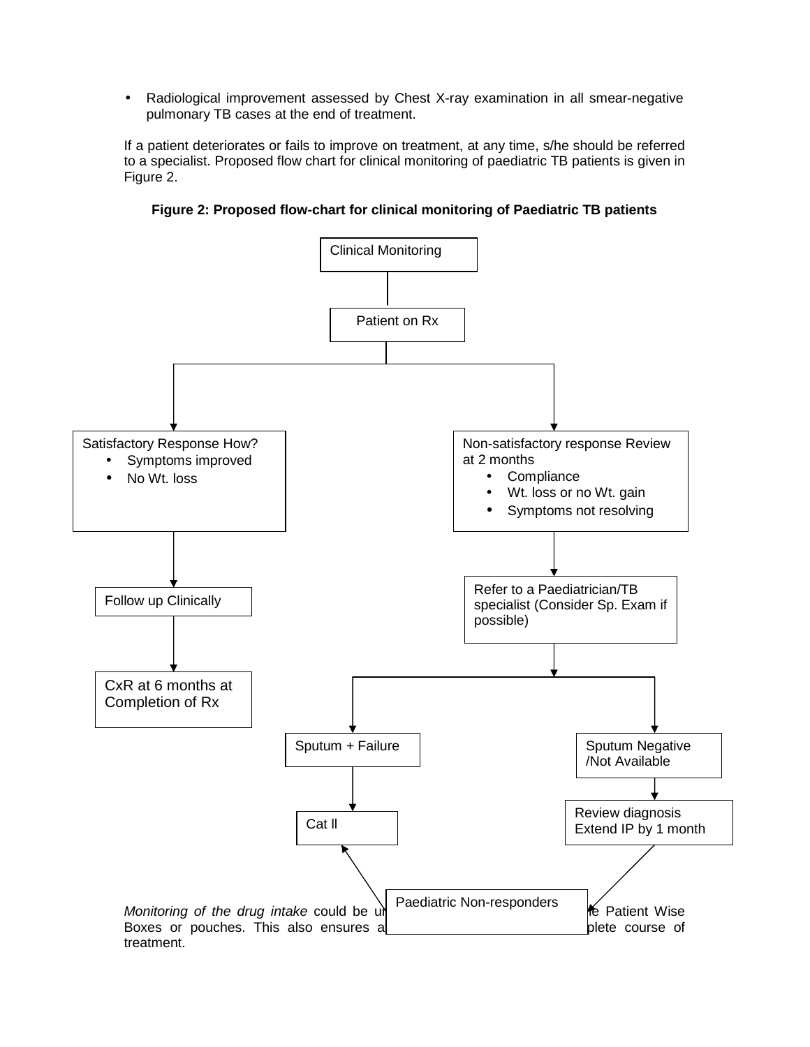- Radiological improvement assessed by Chest X-ray examination in all smear-negative pulmonary TB cases at the end of treatment.

If a patient deteriorates or fails to improve on treatment, at any time, s/he should be referred to a specialist. Proposed flow chart for clinical monitoring of paediatric TB patients is given in Figure 2.

**Figure 2: Proposed flow-chart for clinical monitoring of Paediatric TB patients**

Clinical Monitoring

→ Patient on Rx

- Satisfactory Response How?
  - Symptoms improved
  - No Wt. loss

  → Follow up Clinically

  → CxR at 6 months at Completion of Rx

- Non-satisfactory response Review at 2 months
  - Compliance
  - Wt. loss or no Wt. gain
  - Symptoms not resolving

  → Refer to a Paediatrician/TB specialist (Consider Sp. Exam if possible)

  - Sputum + Failure → Cat ll
  - Sputum Negative /Not Available → Review diagnosis Extend IP by 1 month → Paediatric Non-responders → Cat ll

*Monitoring of the drug intake* could be u[...]e Patient Wise Boxes or pouches. This also ensures a[...]plete course of treatment.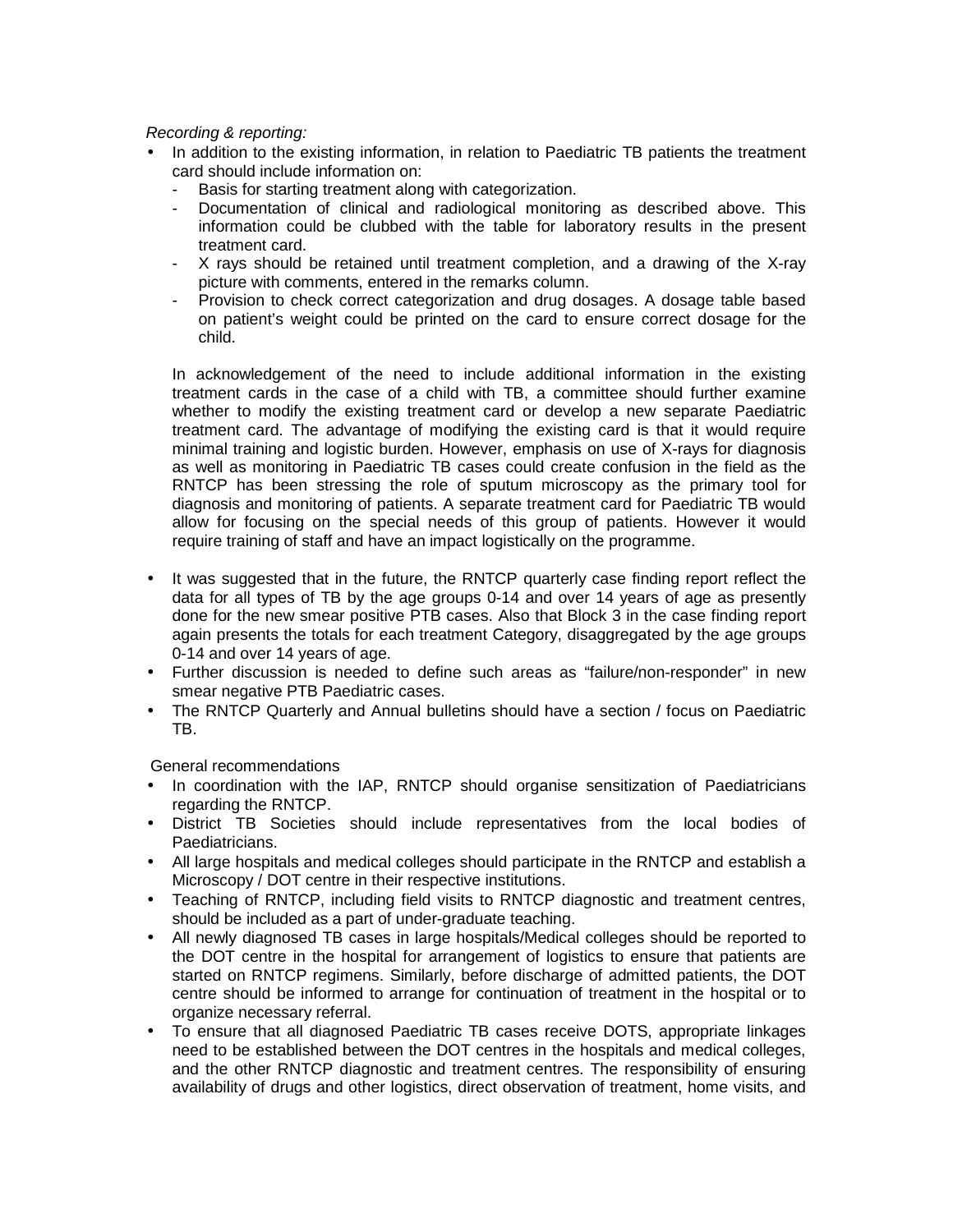*Recording & reporting:*

- In addition to the existing information, in relation to Paediatric TB patients the treatment card should include information on:
  - Basis for starting treatment along with categorization.
  - Documentation of clinical and radiological monitoring as described above. This information could be clubbed with the table for laboratory results in the present treatment card.
  - X rays should be retained until treatment completion, and a drawing of the X-ray picture with comments, entered in the remarks column.
  - Provision to check correct categorization and drug dosages. A dosage table based on patient's weight could be printed on the card to ensure correct dosage for the child.

  In acknowledgement of the need to include additional information in the existing treatment cards in the case of a child with TB, a committee should further examine whether to modify the existing treatment card or develop a new separate Paediatric treatment card. The advantage of modifying the existing card is that it would require minimal training and logistic burden. However, emphasis on use of X-rays for diagnosis as well as monitoring in Paediatric TB cases could create confusion in the field as the RNTCP has been stressing the role of sputum microscopy as the primary tool for diagnosis and monitoring of patients. A separate treatment card for Paediatric TB would allow for focusing on the special needs of this group of patients. However it would require training of staff and have an impact logistically on the programme.

- It was suggested that in the future, the RNTCP quarterly case finding report reflect the data for all types of TB by the age groups 0-14 and over 14 years of age as presently done for the new smear positive PTB cases. Also that Block 3 in the case finding report again presents the totals for each treatment Category, disaggregated by the age groups 0-14 and over 14 years of age.
- Further discussion is needed to define such areas as "failure/non-responder" in new smear negative PTB Paediatric cases.
- The RNTCP Quarterly and Annual bulletins should have a section / focus on Paediatric TB.

General recommendations

- In coordination with the IAP, RNTCP should organise sensitization of Paediatricians regarding the RNTCP.
- District TB Societies should include representatives from the local bodies of Paediatricians.
- All large hospitals and medical colleges should participate in the RNTCP and establish a Microscopy / DOT centre in their respective institutions.
- Teaching of RNTCP, including field visits to RNTCP diagnostic and treatment centres, should be included as a part of under-graduate teaching.
- All newly diagnosed TB cases in large hospitals/Medical colleges should be reported to the DOT centre in the hospital for arrangement of logistics to ensure that patients are started on RNTCP regimens. Similarly, before discharge of admitted patients, the DOT centre should be informed to arrange for continuation of treatment in the hospital or to organize necessary referral.
- To ensure that all diagnosed Paediatric TB cases receive DOTS, appropriate linkages need to be established between the DOT centres in the hospitals and medical colleges, and the other RNTCP diagnostic and treatment centres. The responsibility of ensuring availability of drugs and other logistics, direct observation of treatment, home visits, and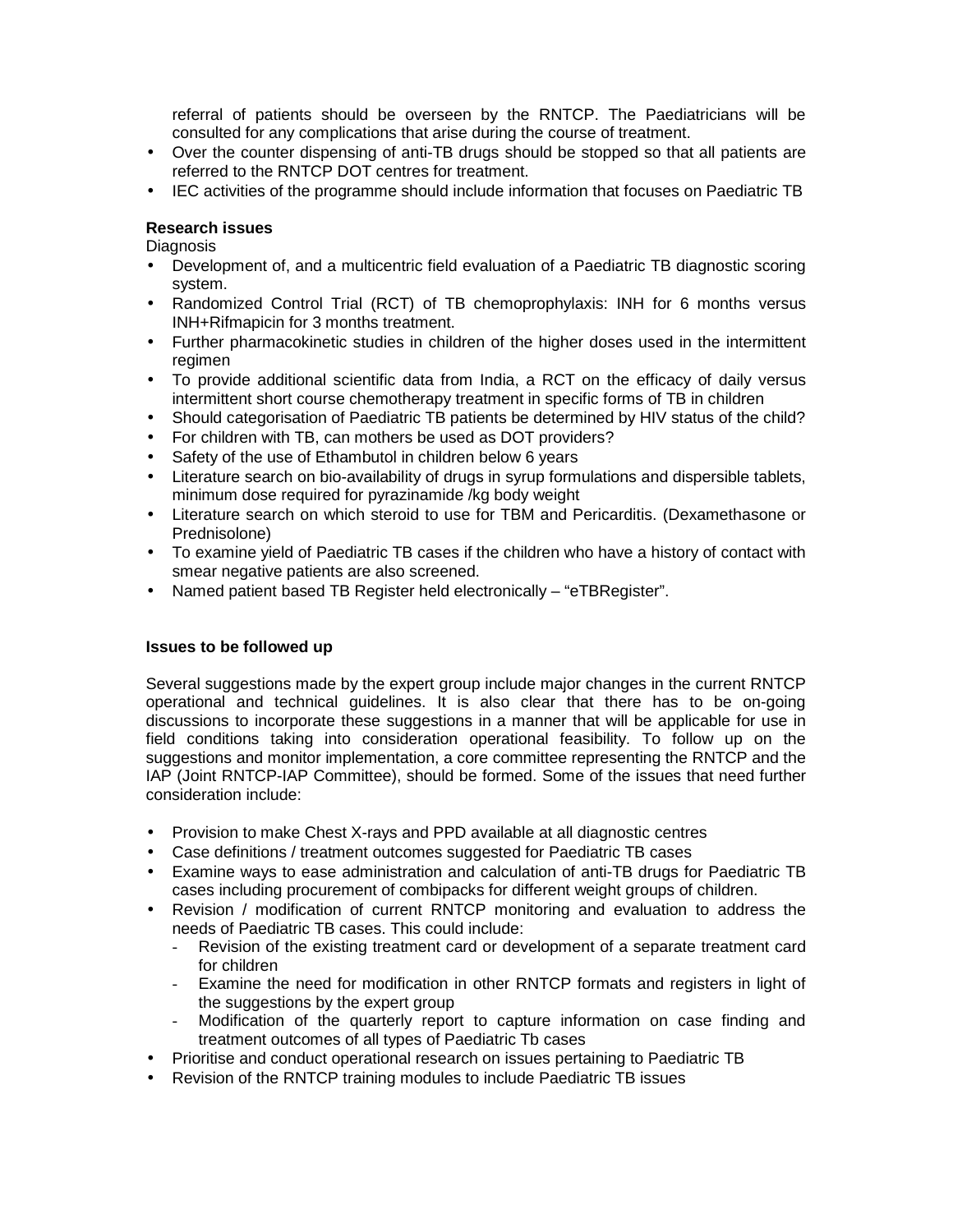referral of patients should be overseen by the RNTCP. The Paediatricians will be consulted for any complications that arise during the course of treatment.

- Over the counter dispensing of anti-TB drugs should be stopped so that all patients are referred to the RNTCP DOT centres for treatment.
- IEC activities of the programme should include information that focuses on Paediatric TB

**Research issues**

Diagnosis

- Development of, and a multicentric field evaluation of a Paediatric TB diagnostic scoring system.
- Randomized Control Trial (RCT) of TB chemoprophylaxis: INH for 6 months versus INH+Rifmapicin for 3 months treatment.
- Further pharmacokinetic studies in children of the higher doses used in the intermittent regimen
- To provide additional scientific data from India, a RCT on the efficacy of daily versus intermittent short course chemotherapy treatment in specific forms of TB in children
- Should categorisation of Paediatric TB patients be determined by HIV status of the child?
- For children with TB, can mothers be used as DOT providers?
- Safety of the use of Ethambutol in children below 6 years
- Literature search on bio-availability of drugs in syrup formulations and dispersible tablets, minimum dose required for pyrazinamide /kg body weight
- Literature search on which steroid to use for TBM and Pericarditis. (Dexamethasone or Prednisolone)
- To examine yield of Paediatric TB cases if the children who have a history of contact with smear negative patients are also screened.
- Named patient based TB Register held electronically – "eTBRegister".

**Issues to be followed up**

Several suggestions made by the expert group include major changes in the current RNTCP operational and technical guidelines. It is also clear that there has to be on-going discussions to incorporate these suggestions in a manner that will be applicable for use in field conditions taking into consideration operational feasibility. To follow up on the suggestions and monitor implementation, a core committee representing the RNTCP and the IAP (Joint RNTCP-IAP Committee), should be formed. Some of the issues that need further consideration include:

- Provision to make Chest X-rays and PPD available at all diagnostic centres
- Case definitions / treatment outcomes suggested for Paediatric TB cases
- Examine ways to ease administration and calculation of anti-TB drugs for Paediatric TB cases including procurement of combipacks for different weight groups of children.
- Revision / modification of current RNTCP monitoring and evaluation to address the needs of Paediatric TB cases. This could include:
    - Revision of the existing treatment card or development of a separate treatment card for children
    - Examine the need for modification in other RNTCP formats and registers in light of the suggestions by the expert group
    - Modification of the quarterly report to capture information on case finding and treatment outcomes of all types of Paediatric Tb cases
- Prioritise and conduct operational research on issues pertaining to Paediatric TB
- Revision of the RNTCP training modules to include Paediatric TB issues